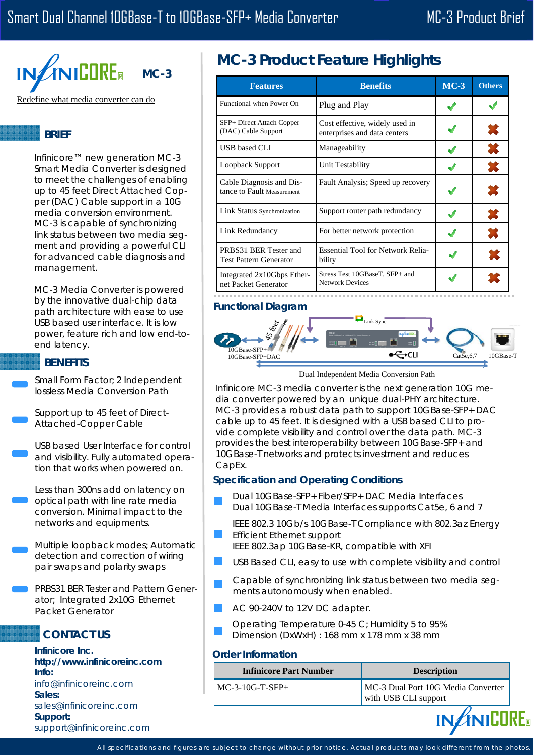# Smart Dual Channel 10GBase-T to 10GBase-SFP+ Media Converter

MC-3 Product Brief

INFINICORE MC-3

Redefine what media converter can do

## BRIEF

Infinicore™ new generation MC-3 Smart Media Converter is designed to meet the challenges of enabling up to 45 feet Direct Attached Copper (DAC) Cable support in a 10G media conversion environment. MC-3 is capable of synchronizing link status between two media segment and providing a powerful CLI for advanced cable diagnosis and management.

MC-3 Media Converter is powered by the innovative dual-chip data path architecture with ease to use USB based user interface. It is low power, feature rich and low end-to-end latency.

## BENEFITS

- Small Form Factor; 2 Independent lossless Media Conversion Path
- Support up to 45 feet of Direct-Attached-Copper Cable
- USB based User Interface for control and visibility. Fully automated operation that works when powered on.
- Less than 300ns add on latency on optical path with line rate media conversion. Minimal impact to the networks and equipments.
- Multiple loopback modes; Automatic detection and correction of wiring pair swaps and polarity swaps
- PRBS31 BER Tester and Pattern Generator; Integrated 2x10G Ethernet Packet Generator

## CONTACT US

**Infinicore Inc.**
**http://www.infinicoreinc.com**
**Info:**
info@infinicoreinc.com
**Sales:**
sales@infinicoreinc.com
**Support:**
support@infinicoreinc.com

## MC-3 Product Feature Highlights

| Features | Benefits | MC-3 | Others |
|---|---|---|---|
| Functional when Power On | Plug and Play | ✔ | ✔ |
| SFP+ Direct Attach Copper (DAC) Cable Support | Cost effective, widely used in enterprises and data centers | ✔ | ✘ |
| USB based CLI | Manageability | ✔ | ✘ |
| Loopback Support | Unit Testability | ✔ | ✘ |
| Cable Diagnosis and Distance to Fault Measurement | Fault Analysis; Speed up recovery | ✔ | ✘ |
| Link Status Synchronization | Support router path redundancy | ✔ | ✘ |
| Link Redundancy | For better network protection | ✔ | ✘ |
| PRBS31 BER Tester and Test Pattern Generator | Essential Tool for Network Reliability | ✔ | ✘ |
| Integrated 2x10Gbps Ethernet Packet Generator | Stress Test 10GBaseT, SFP+ and Network Devices | ✔ | ✘ |

## Functional Diagram

45 feet · Link Sync · 10GBase-SFP+ · 10GBase-SFP+DAC · CLI · Cat5e,6,7 · 10GBase-T

Dual Independent Media Conversion Path

Infinicore MC-3 media converter is the next generation 10G media converter powered by an unique dual-PHY architecture. MC-3 provides a robust data path to support 10GBase-SFP+DAC cable up to 45 feet. It is designed with a USB based CLI to provide complete visibility and control over the data path. MC-3 provides the best interoperability between 10GBase-SFP+ and 10GBase-T networks and protects investment and reduces CapEx.

## Specification and Operating Conditions

- Dual 10GBase-SFP+ Fiber/SFP+ DAC Media Interfaces
  Dual 10GBase-T Media Interfaces supports Cat5e, 6 and 7
- IEEE 802.3 10Gb/s 10GBase-T Compliance with 802.3az Energy Efficient Ethernet support
  IEEE 802.3ap 10GBase-KR, compatible with XFI
- USB Based CLI, easy to use with complete visibility and control
- Capable of synchronizing link status between two media segments autonomously when enabled.
- AC 90-240V to 12V DC adapter.
- Operating Temperature 0-45 C; Humidity 5 to 95%
  Dimension (DxWxH) : 168 mm x 178 mm x 38 mm

## Order Information

| Infinicore Part Number | Description |
|---|---|
| MC-3-10G-T-SFP+ | MC-3 Dual Port 10G Media Converter with USB CLI support |

All specifications and figures are subject to change without prior notice. Actual products may look different from the photos.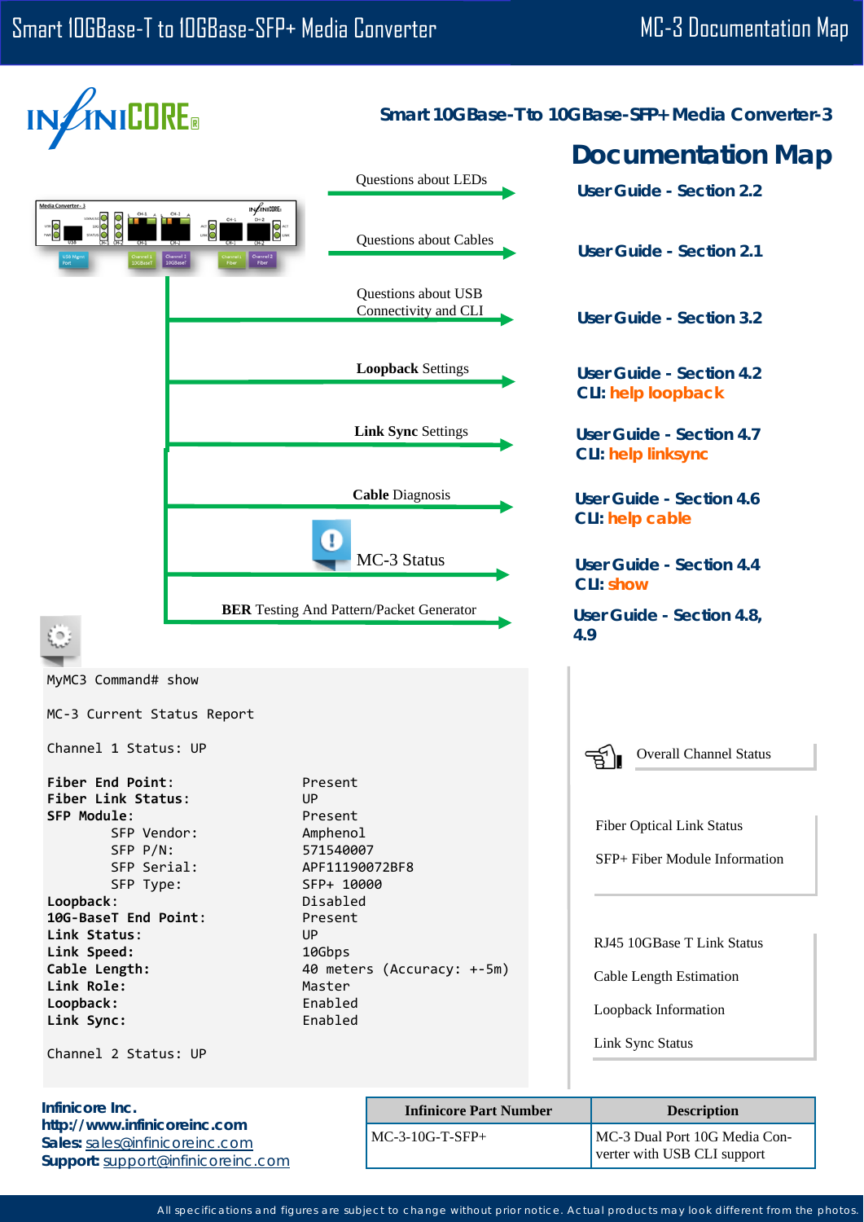## Smart 10GBase-T to 10GBase-SFP+ Media Converter-3

# Documentation Map

- Questions about LEDs → **User Guide - Section 2.2**
- Questions about Cables → **User Guide - Section 2.1**
- Questions about USB Connectivity and CLI → **User Guide - Section 3.2**
- **Loopback** Settings → **User Guide - Section 4.2**, **CLI: help loopback**
- **Link Sync** Settings → **User Guide - Section 4.7**, **CLI: help linksync**
- **Cable** Diagnosis → **User Guide - Section 4.6**, **CLI: help cable**
- MC-3 Status → **User Guide - Section 4.4**, **CLI: show**
- **BER** Testing And Pattern/Packet Generator → **User Guide - Section 4.8, 4.9**

```
MyMC3 Command# show

MC-3 Current Status Report

Channel 1 Status: UP

Fiber End Point:                Present
Fiber Link Status:              UP
SFP Module:                     Present
        SFP Vendor:             Amphenol
        SFP P/N:                571540007
        SFP Serial:             APF11190072BF8
        SFP Type:               SFP+ 10000
Loopback:                       Disabled
10G-BaseT End Point:            Present
Link Status:                    UP
Link Speed:                     10Gbps
Cable Length:                   40 meters (Accuracy: +-5m)
Link Role:                      Master
Loopback:                       Enabled
Link Sync:                      Enabled

Channel 2 Status: UP
```

- Overall Channel Status
- Fiber Optical Link Status
- SFP+ Fiber Module Information
- RJ45 10GBase T Link Status
- Cable Length Estimation
- Loopback Information
- Link Sync Status

**Infinicore Inc.**
**http://www.infinicoreinc.com**
**Sales:** sales@infinicoreinc.com
**Support:** support@infinicoreinc.com

| Infinicore Part Number | Description |
|---|---|
| MC-3-10G-T-SFP+ | MC-3 Dual Port 10G Media Converter with USB CLI support |

All specifications and figures are subject to change without prior notice. Actual products may look different from the photos.